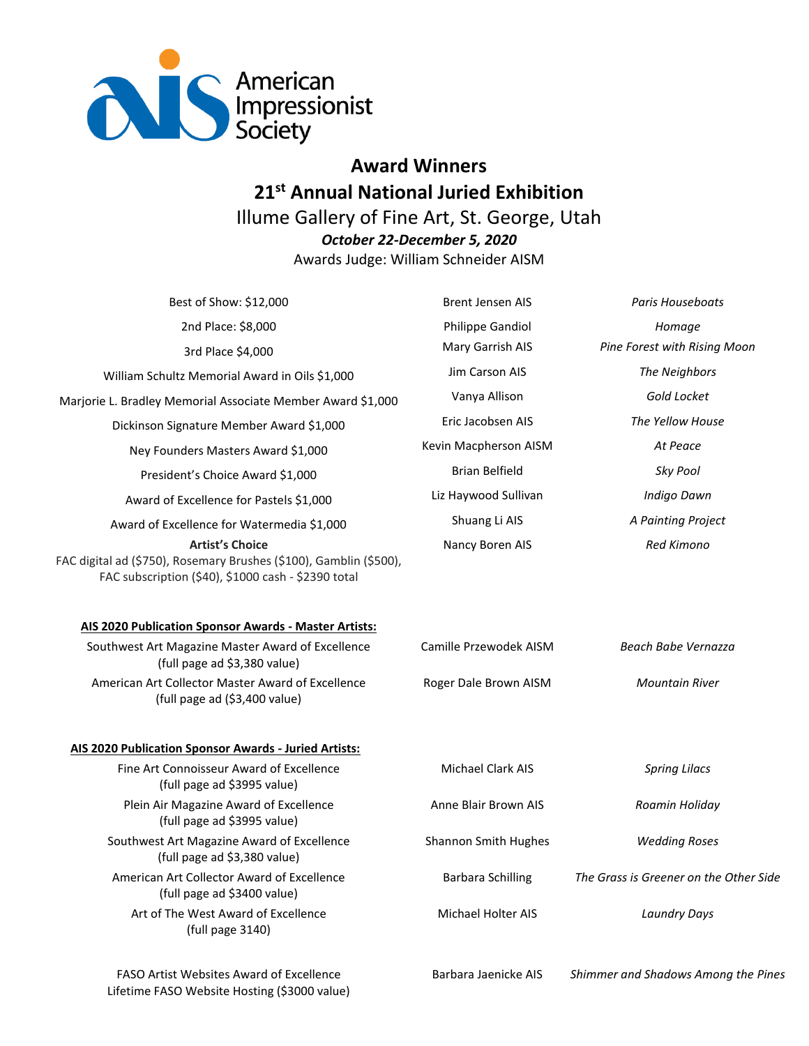American Impressionist Society

# Award Winners

## 21st Annual National Juried Exhibition

Illume Gallery of Fine Art, St. George, Utah

***October 22-December 5, 2020***

Awards Judge: William Schneider AISM

| Award | Artist | Title |
|---|---|---|
| Best of Show: $12,000 | Brent Jensen AIS | *Paris Houseboats* |
| 2nd Place: $8,000 | Philippe Gandiol | *Homage* |
| 3rd Place $4,000 | Mary Garrish AIS | *Pine Forest with Rising Moon* |
| William Schultz Memorial Award in Oils $1,000 | Jim Carson AIS | *The Neighbors* |
| Marjorie L. Bradley Memorial Associate Member Award $1,000 | Vanya Allison | *Gold Locket* |
| Dickinson Signature Member Award $1,000 | Eric Jacobsen AIS | *The Yellow House* |
| Ney Founders Masters Award $1,000 | Kevin Macpherson AISM | *At Peace* |
| President's Choice Award $1,000 | Brian Belfield | *Sky Pool* |
| Award of Excellence for Pastels $1,000 | Liz Haywood Sullivan | *Indigo Dawn* |
| Award of Excellence for Watermedia $1,000 | Shuang Li AIS | *A Painting Project* |
| **Artist's Choice** FAC digital ad ($750), Rosemary Brushes ($100), Gamblin ($500), FAC subscription ($40), $1000 cash - $2390 total | Nancy Boren AIS | *Red Kimono* |

**AIS 2020 Publication Sponsor Awards - Master Artists:**

| Award | Artist | Title |
|---|---|---|
| Southwest Art Magazine Master Award of Excellence (full page ad $3,380 value) | Camille Przewodek AISM | *Beach Babe Vernazza* |
| American Art Collector Master Award of Excellence (full page ad ($3,400 value) | Roger Dale Brown AISM | *Mountain River* |

**AIS 2020 Publication Sponsor Awards - Juried Artists:**

| Award | Artist | Title |
|---|---|---|
| Fine Art Connoisseur Award of Excellence (full page ad $3995 value) | Michael Clark AIS | *Spring Lilacs* |
| Plein Air Magazine Award of Excellence (full page ad $3995 value) | Anne Blair Brown AIS | *Roamin Holiday* |
| Southwest Art Magazine Award of Excellence (full page ad $3,380 value) | Shannon Smith Hughes | *Wedding Roses* |
| American Art Collector Award of Excellence (full page ad $3400 value) | Barbara Schilling | *The Grass is Greener on the Other Side* |
| Art of The West Award of Excellence (full page 3140) | Michael Holter AIS | *Laundry Days* |
| FASO Artist Websites Award of Excellence Lifetime FASO Website Hosting ($3000 value) | Barbara Jaenicke AIS | *Shimmer and Shadows Among the Pines* |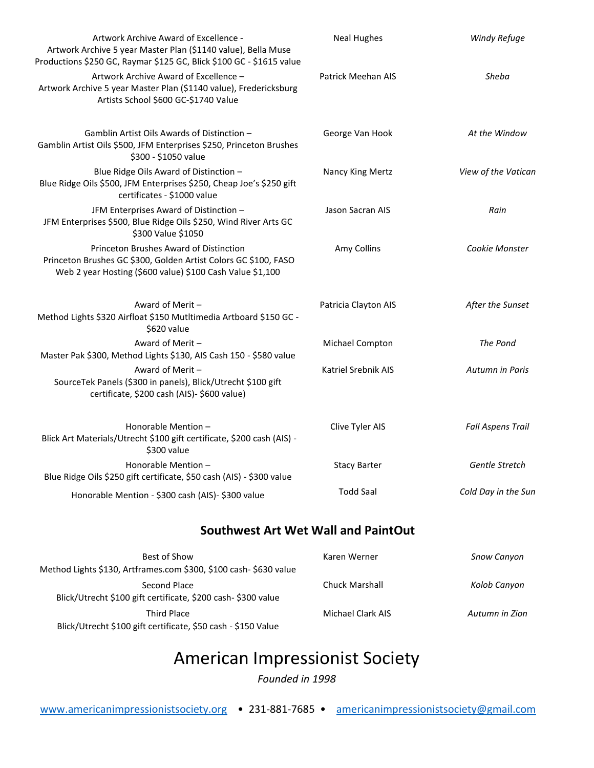| | | |
|---|---|---|
| Artwork Archive Award of Excellence - Artwork Archive 5 year Master Plan ($1140 value), Bella Muse Productions $250 GC, Raymar $125 GC, Blick $100 GC - $1615 value | Neal Hughes | *Windy Refuge* |
| Artwork Archive Award of Excellence – Artwork Archive 5 year Master Plan ($1140 value), Fredericksburg Artists School $600 GC-$1740 Value | Patrick Meehan AIS | *Sheba* |
| Gamblin Artist Oils Awards of Distinction – Gamblin Artist Oils $500, JFM Enterprises $250, Princeton Brushes $300 - $1050 value | George Van Hook | *At the Window* |
| Blue Ridge Oils Award of Distinction – Blue Ridge Oils $500, JFM Enterprises $250, Cheap Joe's $250 gift certificates - $1000 value | Nancy King Mertz | *View of the Vatican* |
| JFM Enterprises Award of Distinction – JFM Enterprises $500, Blue Ridge Oils $250, Wind River Arts GC $300 Value $1050 | Jason Sacran AIS | *Rain* |
| Princeton Brushes Award of Distinction Princeton Brushes GC $300, Golden Artist Colors GC $100, FASO Web 2 year Hosting ($600 value) $100 Cash Value $1,100 | Amy Collins | *Cookie Monster* |
| Award of Merit – Method Lights $320 Airfloat $150 Mutltimedia Artboard $150 GC - $620 value | Patricia Clayton AIS | *After the Sunset* |
| Award of Merit – Master Pak $300, Method Lights $130, AIS Cash 150 - $580 value | Michael Compton | *The Pond* |
| Award of Merit – SourceTek Panels ($300 in panels), Blick/Utrecht $100 gift certificate, $200 cash (AIS)- $600 value) | Katriel Srebnik AIS | *Autumn in Paris* |
| Honorable Mention – Blick Art Materials/Utrecht $100 gift certificate, $200 cash (AIS) - $300 value | Clive Tyler AIS | *Fall Aspens Trail* |
| Honorable Mention – Blue Ridge Oils $250 gift certificate, $50 cash (AIS) - $300 value | Stacy Barter | *Gentle Stretch* |
| Honorable Mention - $300 cash (AIS)- $300 value | Todd Saal | *Cold Day in the Sun* |

## Southwest Art Wet Wall and PaintOut

| | | |
|---|---|---|
| Best of Show Method Lights $130, Artframes.com $300, $100 cash- $630 value | Karen Werner | *Snow Canyon* |
| Second Place Blick/Utrecht $100 gift certificate, $200 cash- $300 value | Chuck Marshall | *Kolob Canyon* |
| Third Place Blick/Utrecht $100 gift certificate, $50 cash - $150 Value | Michael Clark AIS | *Autumn in Zion* |

# American Impressionist Society

*Founded in 1998*

www.americanimpressionistsociety.org • 231-881-7685 • americanimpressionistsociety@gmail.com